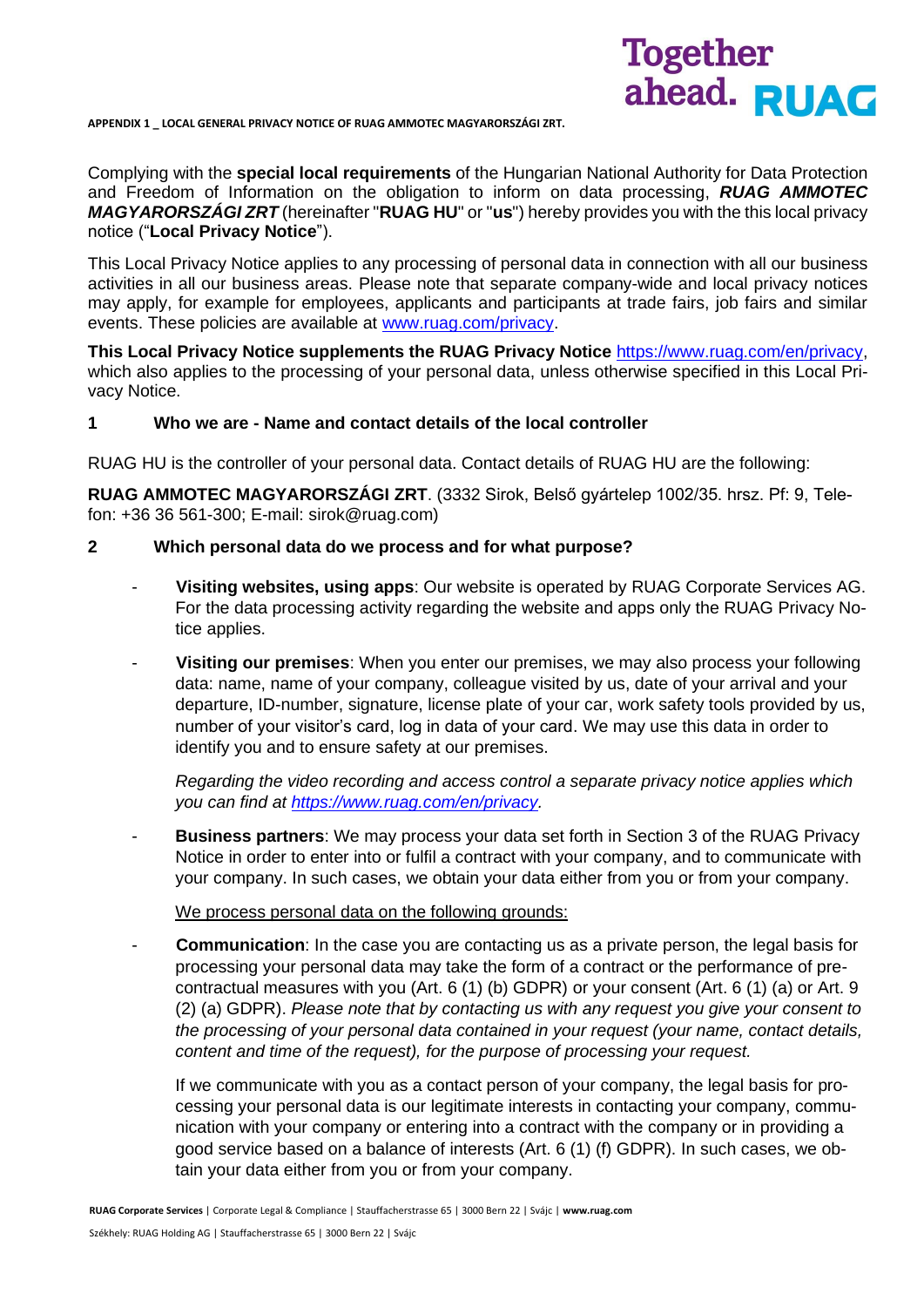**APPENDIX 1 _ LOCAL GENERAL PRIVACY NOTICE OF RUAG AMMOTEC MAGYARORSZÁGI ZRT.**

Complying with the **special local requirements** of the Hungarian National Authority for Data Protection and Freedom of Information on the obligation to inform on data processing, ***RUAG AMMOTEC MAGYARORSZÁGI ZRT*** (hereinafter "**RUAG HU**" or "**us**") hereby provides you with the this local privacy notice ("**Local Privacy Notice**").

This Local Privacy Notice applies to any processing of personal data in connection with all our business activities in all our business areas. Please note that separate company-wide and local privacy notices may apply, for example for employees, applicants and participants at trade fairs, job fairs and similar events. These policies are available at [www.ruag.com/privacy](www.ruag.com/privacy).

**This Local Privacy Notice supplements the RUAG Privacy Notice** [https://www.ruag.com/en/privacy](https://www.ruag.com/en/privacy), which also applies to the processing of your personal data, unless otherwise specified in this Local Privacy Notice.

## 1 Who we are - Name and contact details of the local controller

RUAG HU is the controller of your personal data. Contact details of RUAG HU are the following:

**RUAG AMMOTEC MAGYARORSZÁGI ZRT**. (3332 Sirok, Belső gyártelep 1002/35. hrsz. Pf: 9, Telefon: +36 36 561-300; E-mail: sirok@ruag.com)

## 2 Which personal data do we process and for what purpose?

- **Visiting websites, using apps**: Our website is operated by RUAG Corporate Services AG. For the data processing activity regarding the website and apps only the RUAG Privacy Notice applies.
- **Visiting our premises**: When you enter our premises, we may also process your following data: name, name of your company, colleague visited by us, date of your arrival and your departure, ID-number, signature, license plate of your car, work safety tools provided by us, number of your visitor's card, log in data of your card. We may use this data in order to identify you and to ensure safety at our premises.

  *Regarding the video recording and access control a separate privacy notice applies which you can find at [https://www.ruag.com/en/privacy](https://www.ruag.com/en/privacy).*
- **Business partners**: We may process your data set forth in Section 3 of the RUAG Privacy Notice in order to enter into or fulfil a contract with your company, and to communicate with your company. In such cases, we obtain your data either from you or from your company.

  <u>We process personal data on the following grounds:</u>
- **Communication**: In the case you are contacting us as a private person, the legal basis for processing your personal data may take the form of a contract or the performance of pre-contractual measures with you (Art. 6 (1) (b) GDPR) or your consent (Art. 6 (1) (a) or Art. 9 (2) (a) GDPR). *Please note that by contacting us with any request you give your consent to the processing of your personal data contained in your request (your name, contact details, content and time of the request), for the purpose of processing your request.*

  If we communicate with you as a contact person of your company, the legal basis for processing your personal data is our legitimate interests in contacting your company, communication with your company or entering into a contract with the company or in providing a good service based on a balance of interests (Art. 6 (1) (f) GDPR). In such cases, we obtain your data either from you or from your company.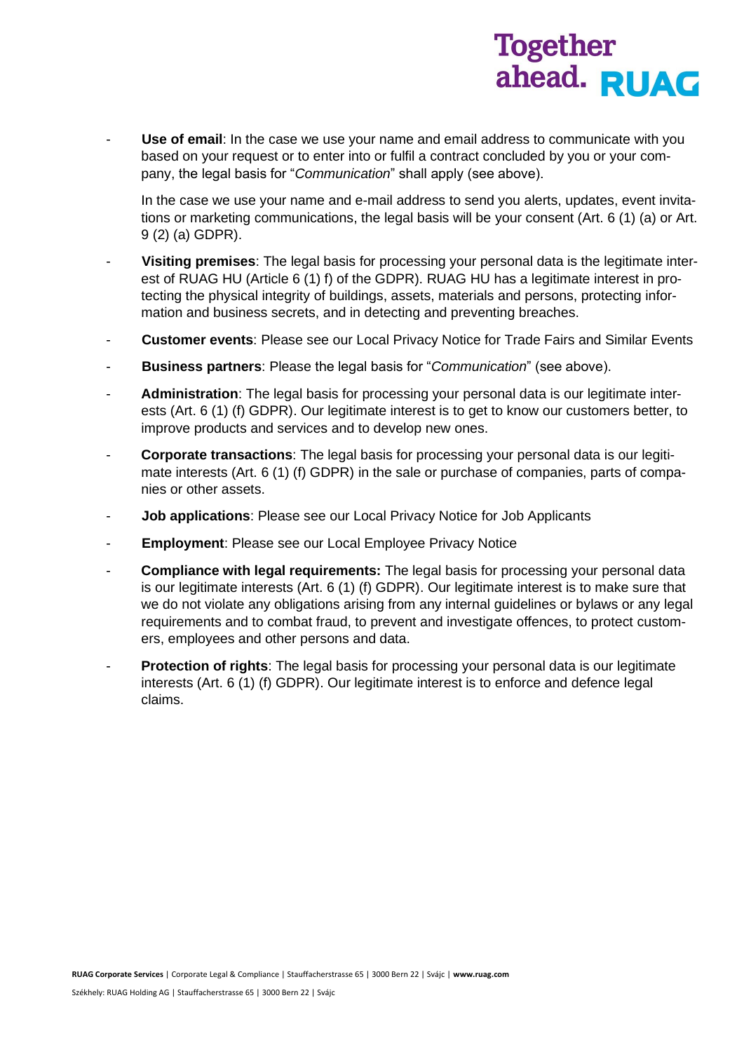- **Use of email**: In the case we use your name and email address to communicate with you based on your request or to enter into or fulfil a contract concluded by you or your company, the legal basis for "*Communication*" shall apply (see above).

  In the case we use your name and e-mail address to send you alerts, updates, event invitations or marketing communications, the legal basis will be your consent (Art. 6 (1) (a) or Art. 9 (2) (a) GDPR).

- **Visiting premises**: The legal basis for processing your personal data is the legitimate interest of RUAG HU (Article 6 (1) f) of the GDPR). RUAG HU has a legitimate interest in protecting the physical integrity of buildings, assets, materials and persons, protecting information and business secrets, and in detecting and preventing breaches.
- **Customer events**: Please see our Local Privacy Notice for Trade Fairs and Similar Events
- **Business partners**: Please the legal basis for "*Communication*" (see above).
- **Administration**: The legal basis for processing your personal data is our legitimate interests (Art. 6 (1) (f) GDPR). Our legitimate interest is to get to know our customers better, to improve products and services and to develop new ones.
- **Corporate transactions**: The legal basis for processing your personal data is our legitimate interests (Art. 6 (1) (f) GDPR) in the sale or purchase of companies, parts of companies or other assets.
- **Job applications**: Please see our Local Privacy Notice for Job Applicants
- **Employment**: Please see our Local Employee Privacy Notice
- **Compliance with legal requirements:** The legal basis for processing your personal data is our legitimate interests (Art. 6 (1) (f) GDPR). Our legitimate interest is to make sure that we do not violate any obligations arising from any internal guidelines or bylaws or any legal requirements and to combat fraud, to prevent and investigate offences, to protect customers, employees and other persons and data.
- **Protection of rights**: The legal basis for processing your personal data is our legitimate interests (Art. 6 (1) (f) GDPR). Our legitimate interest is to enforce and defence legal claims.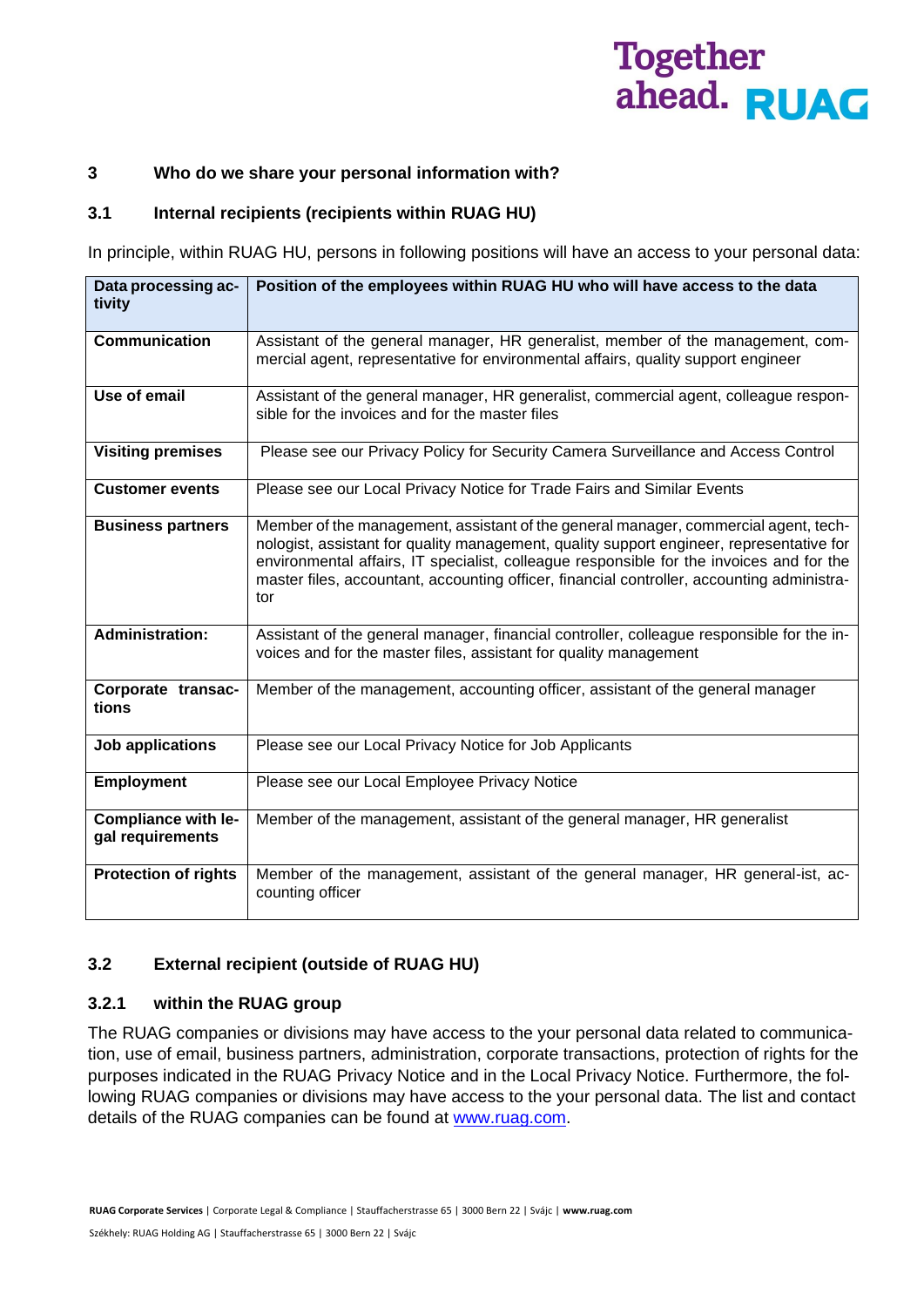## 3 Who do we share your personal information with?

### 3.1 Internal recipients (recipients within RUAG HU)

In principle, within RUAG HU, persons in following positions will have an access to your personal data:

| Data processing activity | Position of the employees within RUAG HU who will have access to the data |
|---|---|
| **Communication** | Assistant of the general manager, HR generalist, member of the management, commercial agent, representative for environmental affairs, quality support engineer |
| **Use of email** | Assistant of the general manager, HR generalist, commercial agent, colleague responsible for the invoices and for the master files |
| **Visiting premises** | Please see our Privacy Policy for Security Camera Surveillance and Access Control |
| **Customer events** | Please see our Local Privacy Notice for Trade Fairs and Similar Events |
| **Business partners** | Member of the management, assistant of the general manager, commercial agent, technologist, assistant for quality management, quality support engineer, representative for environmental affairs, IT specialist, colleague responsible for the invoices and for the master files, accountant, accounting officer, financial controller, accounting administrator |
| **Administration:** | Assistant of the general manager, financial controller, colleague responsible for the invoices and for the master files, assistant for quality management |
| **Corporate transactions** | Member of the management, accounting officer, assistant of the general manager |
| **Job applications** | Please see our Local Privacy Notice for Job Applicants |
| **Employment** | Please see our Local Employee Privacy Notice |
| **Compliance with legal requirements** | Member of the management, assistant of the general manager, HR generalist |
| **Protection of rights** | Member of the management, assistant of the general manager, HR general-ist, accounting officer |

### 3.2 External recipient (outside of RUAG HU)

#### 3.2.1 within the RUAG group

The RUAG companies or divisions may have access to the your personal data related to communication, use of email, business partners, administration, corporate transactions, protection of rights for the purposes indicated in the RUAG Privacy Notice and in the Local Privacy Notice. Furthermore, the following RUAG companies or divisions may have access to the your personal data. The list and contact details of the RUAG companies can be found at [www.ruag.com](http://www.ruag.com).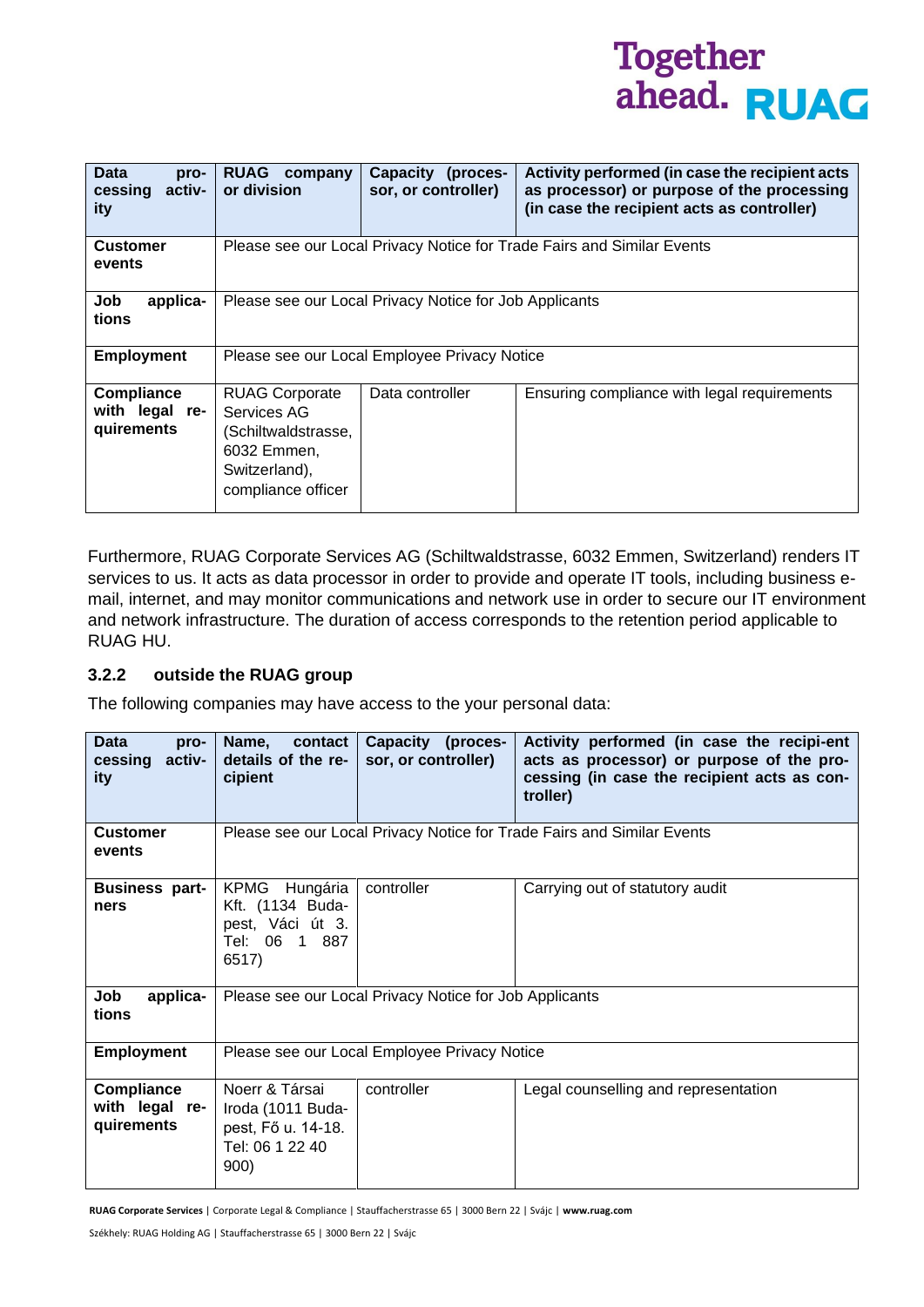| Data processing activity | RUAG company or division | Capacity (processor, or controller) | Activity performed (in case the recipient acts as processor) or purpose of the processing (in case the recipient acts as controller) |
|---|---|---|---|
| **Customer events** | Please see our Local Privacy Notice for Trade Fairs and Similar Events | | |
| **Job applications** | Please see our Local Privacy Notice for Job Applicants | | |
| **Employment** | Please see our Local Employee Privacy Notice | | |
| **Compliance with legal requirements** | RUAG Corporate Services AG (Schiltwaldstrasse, 6032 Emmen, Switzerland), compliance officer | Data controller | Ensuring compliance with legal requirements |

Furthermore, RUAG Corporate Services AG (Schiltwaldstrasse, 6032 Emmen, Switzerland) renders IT services to us. It acts as data processor in order to provide and operate IT tools, including business e-mail, internet, and may monitor communications and network use in order to secure our IT environment and network infrastructure. The duration of access corresponds to the retention period applicable to RUAG HU.

### 3.2.2 outside the RUAG group

The following companies may have access to the your personal data:

| Data processing activity | Name, contact details of the recipient | Capacity (processor, or controller) | Activity performed (in case the recipi-ent acts as processor) or purpose of the processing (in case the recipient acts as controller) |
|---|---|---|---|
| **Customer events** | Please see our Local Privacy Notice for Trade Fairs and Similar Events | | |
| **Business partners** | KPMG Hungária Kft. (1134 Budapest, Váci út 3. Tel: 06 1 887 6517) | controller | Carrying out of statutory audit |
| **Job applications** | Please see our Local Privacy Notice for Job Applicants | | |
| **Employment** | Please see our Local Employee Privacy Notice | | |
| **Compliance with legal requirements** | Noerr & Társai Iroda (1011 Budapest, Fő u. 14-18. Tel: 06 1 22 40 900) | controller | Legal counselling and representation |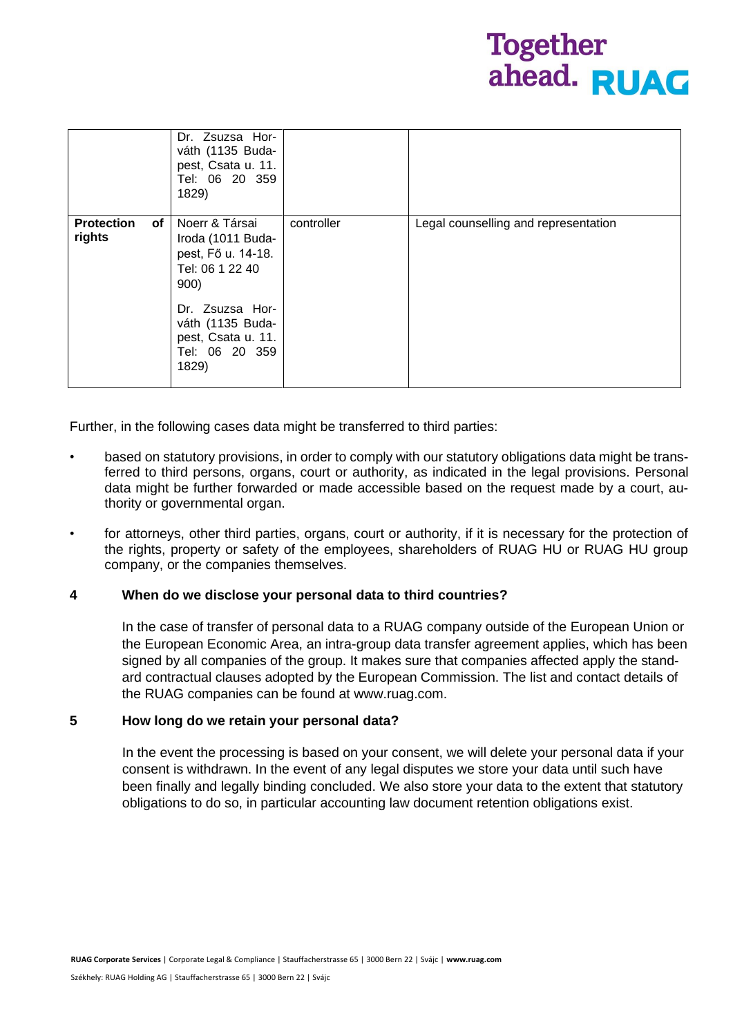| | | | |
|---|---|---|---|
| | Dr. Zsuzsa Horváth (1135 Budapest, Csata u. 11. Tel: 06 20 359 1829) | | |
| **Protection of rights** | Noerr & Társai Iroda (1011 Budapest, Fő u. 14-18. Tel: 06 1 22 40 900)<br><br>Dr. Zsuzsa Horváth (1135 Budapest, Csata u. 11. Tel: 06 20 359 1829) | controller | Legal counselling and representation |

Further, in the following cases data might be transferred to third parties:

- based on statutory provisions, in order to comply with our statutory obligations data might be transferred to third persons, organs, court or authority, as indicated in the legal provisions. Personal data might be further forwarded or made accessible based on the request made by a court, authority or governmental organ.
- for attorneys, other third parties, organs, court or authority, if it is necessary for the protection of the rights, property or safety of the employees, shareholders of RUAG HU or RUAG HU group company, or the companies themselves.

## 4 When do we disclose your personal data to third countries?

In the case of transfer of personal data to a RUAG company outside of the European Union or the European Economic Area, an intra-group data transfer agreement applies, which has been signed by all companies of the group. It makes sure that companies affected apply the standard contractual clauses adopted by the European Commission. The list and contact details of the RUAG companies can be found at www.ruag.com.

## 5 How long do we retain your personal data?

In the event the processing is based on your consent, we will delete your personal data if your consent is withdrawn. In the event of any legal disputes we store your data until such have been finally and legally binding concluded. We also store your data to the extent that statutory obligations to do so, in particular accounting law document retention obligations exist.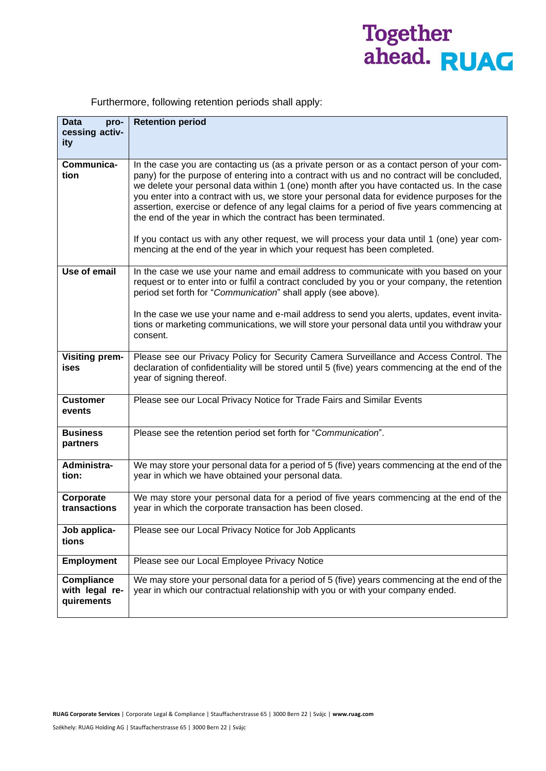Furthermore, following retention periods shall apply:

| Data processing activity | Retention period |
|---|---|
| **Communication** | In the case you are contacting us (as a private person or as a contact person of your company) for the purpose of entering into a contract with us and no contract will be concluded, we delete your personal data within 1 (one) month after you have contacted us. In the case you enter into a contract with us, we store your personal data for evidence purposes for the assertion, exercise or defence of any legal claims for a period of five years commencing at the end of the year in which the contract has been terminated.<br><br>If you contact us with any other request, we will process your data until 1 (one) year commencing at the end of the year in which your request has been completed. |
| **Use of email** | In the case we use your name and email address to communicate with you based on your request or to enter into or fulfil a contract concluded by you or your company, the retention period set forth for "*Communication*" shall apply (see above).<br><br>In the case we use your name and e-mail address to send you alerts, updates, event invitations or marketing communications, we will store your personal data until you withdraw your consent. |
| **Visiting premises** | Please see our Privacy Policy for Security Camera Surveillance and Access Control. The declaration of confidentiality will be stored until 5 (five) years commencing at the end of the year of signing thereof. |
| **Customer events** | Please see our Local Privacy Notice for Trade Fairs and Similar Events |
| **Business partners** | Please see the retention period set forth for "*Communication*". |
| **Administration:** | We may store your personal data for a period of 5 (five) years commencing at the end of the year in which we have obtained your personal data. |
| **Corporate transactions** | We may store your personal data for a period of five years commencing at the end of the year in which the corporate transaction has been closed. |
| **Job applications** | Please see our Local Privacy Notice for Job Applicants |
| **Employment** | Please see our Local Employee Privacy Notice |
| **Compliance with legal requirements** | We may store your personal data for a period of 5 (five) years commencing at the end of the year in which our contractual relationship with you or with your company ended. |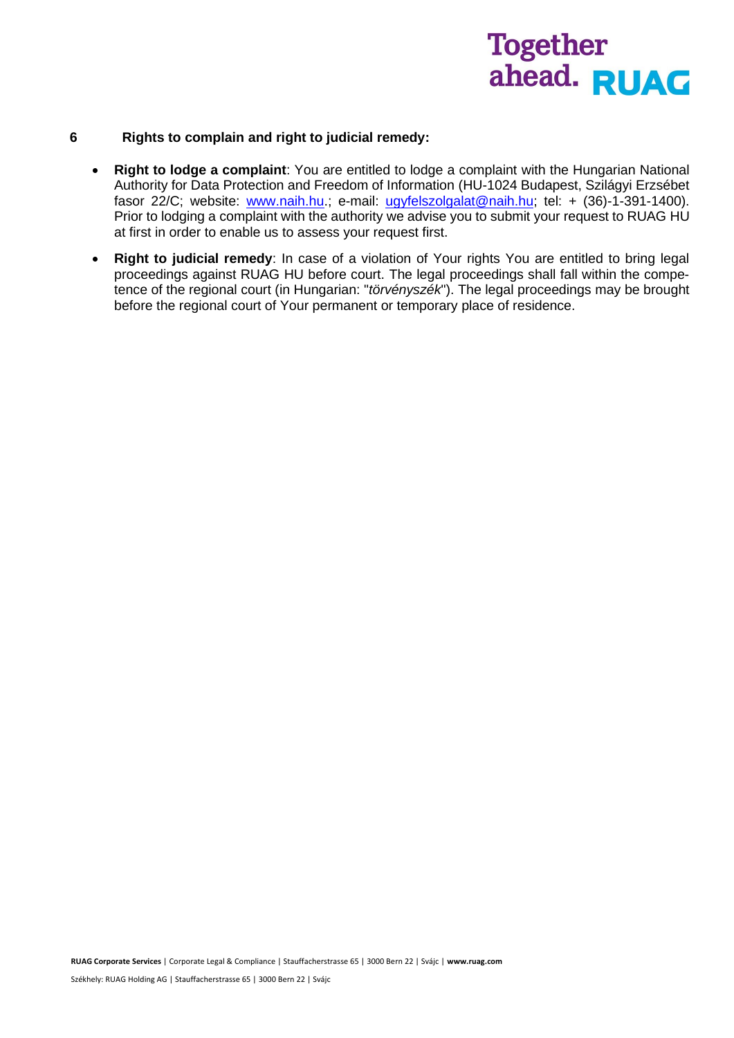## 6 Rights to complain and right to judicial remedy:

- **Right to lodge a complaint**: You are entitled to lodge a complaint with the Hungarian National Authority for Data Protection and Freedom of Information (HU-1024 Budapest, Szilágyi Erzsébet fasor 22/C; website: www.naih.hu.; e-mail: ugyfelszolgalat@naih.hu; tel: + (36)-1-391-1400). Prior to lodging a complaint with the authority we advise you to submit your request to RUAG HU at first in order to enable us to assess your request first.
- **Right to judicial remedy**: In case of a violation of Your rights You are entitled to bring legal proceedings against RUAG HU before court. The legal proceedings shall fall within the competence of the regional court (in Hungarian: "*törvényszék*"). The legal proceedings may be brought before the regional court of Your permanent or temporary place of residence.